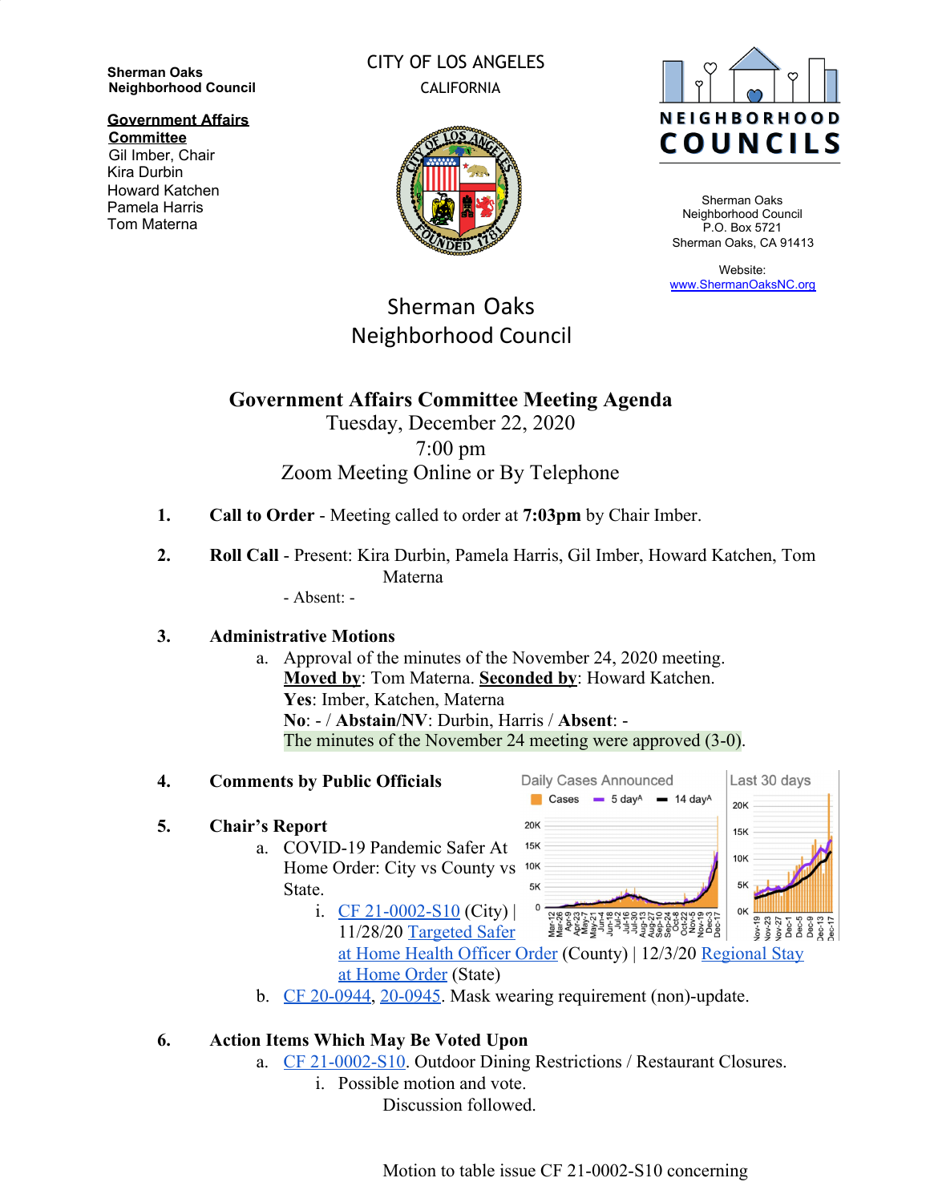**Sherman Oaks Neighborhood Council**

**Government Affairs Committee**
Gil Imber, Chair
Kira Durbin
Howard Katchen
Pamela Harris
Tom Materna

CITY OF LOS ANGELES
CALIFORNIA

NEIGHBORHOOD COUNCILS

Sherman Oaks Neighborhood Council
P.O. Box 5721
Sherman Oaks, CA 91413

Website:
[www.ShermanOaksNC.org](http://www.ShermanOaksNC.org)

Sherman Oaks
Neighborhood Council

# Government Affairs Committee Meeting Agenda

Tuesday, December 22, 2020
7:00 pm
Zoom Meeting Online or By Telephone

1. **Call to Order** - Meeting called to order at **7:03pm** by Chair Imber.

2. **Roll Call** - Present: Kira Durbin, Pamela Harris, Gil Imber, Howard Katchen, Tom Materna
   - Absent: -

3. **Administrative Motions**
   a. Approval of the minutes of the November 24, 2020 meeting.
   **Moved by**: Tom Materna. **Seconded by**: Howard Katchen.
   **Yes**: Imber, Katchen, Materna
   **No**: - / **Abstain/NV**: Durbin, Harris / **Absent**: -
   The minutes of the November 24 meeting were approved (3-0).

4. **Comments by Public Officials**

5. **Chair's Report**
   a. COVID-19 Pandemic Safer At Home Order: City vs County vs State.
      i. CF 21-0002-S10 (City) | 11/28/20 Targeted Safer at Home Health Officer Order (County) | 12/3/20 Regional Stay at Home Order (State)
   b. CF 20-0944, 20-0945. Mask wearing requirement (non)-update.

6. **Action Items Which May Be Voted Upon**
   a. CF 21-0002-S10. Outdoor Dining Restrictions / Restaurant Closures.
      i. Possible motion and vote.
         Discussion followed.

         Motion to table issue CF 21-0002-S10 concerning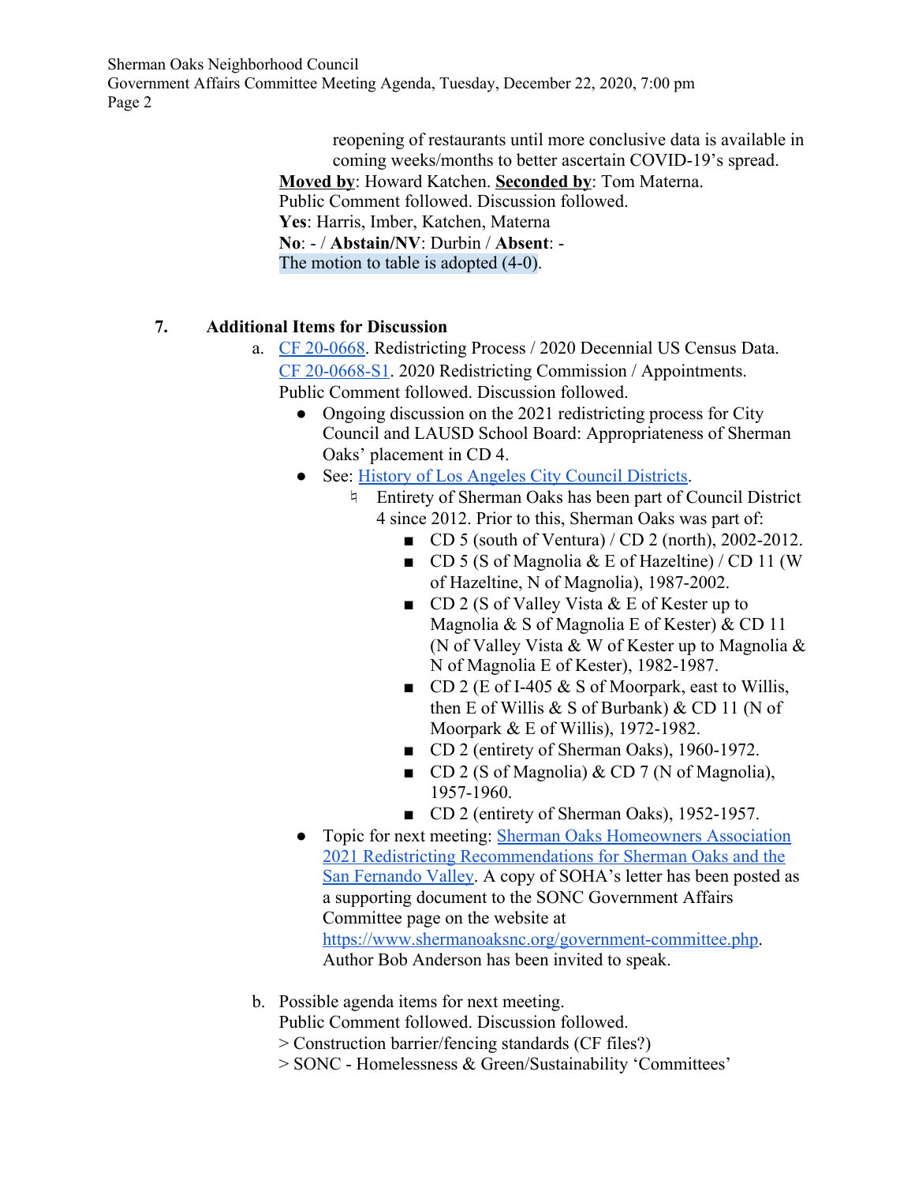reopening of restaurants until more conclusive data is available in coming weeks/months to better ascertain COVID-19's spread.

**Moved by**: Howard Katchen. **Seconded by**: Tom Materna.
Public Comment followed. Discussion followed.
**Yes**: Harris, Imber, Katchen, Materna
**No**: - / **Abstain/NV**: Durbin / **Absent**: -
The motion to table is adopted (4-0).

**7. Additional Items for Discussion**

a. CF 20-0668. Redistricting Process / 2020 Decennial US Census Data. CF 20-0668-S1. 2020 Redistricting Commission / Appointments.
Public Comment followed. Discussion followed.

- Ongoing discussion on the 2021 redistricting process for City Council and LAUSD School Board: Appropriateness of Sherman Oaks' placement in CD 4.
- See: History of Los Angeles City Council Districts.
  - Entirety of Sherman Oaks has been part of Council District 4 since 2012. Prior to this, Sherman Oaks was part of:
    - CD 5 (south of Ventura) / CD 2 (north), 2002-2012.
    - CD 5 (S of Magnolia & E of Hazeltine) / CD 11 (W of Hazeltine, N of Magnolia), 1987-2002.
    - CD 2 (S of Valley Vista & E of Kester up to Magnolia & S of Magnolia E of Kester) & CD 11 (N of Valley Vista & W of Kester up to Magnolia & N of Magnolia E of Kester), 1982-1987.
    - CD 2 (E of I-405 & S of Moorpark, east to Willis, then E of Willis & S of Burbank) & CD 11 (N of Moorpark & E of Willis), 1972-1982.
    - CD 2 (entirety of Sherman Oaks), 1960-1972.
    - CD 2 (S of Magnolia) & CD 7 (N of Magnolia), 1957-1960.
    - CD 2 (entirety of Sherman Oaks), 1952-1957.
- Topic for next meeting: Sherman Oaks Homeowners Association 2021 Redistricting Recommendations for Sherman Oaks and the San Fernando Valley. A copy of SOHA's letter has been posted as a supporting document to the SONC Government Affairs Committee page on the website at https://www.shermanoaksnc.org/government-committee.php. Author Bob Anderson has been invited to speak.

b. Possible agenda items for next meeting.
Public Comment followed. Discussion followed.
> Construction barrier/fencing standards (CF files?)
> SONC - Homelessness & Green/Sustainability 'Committees'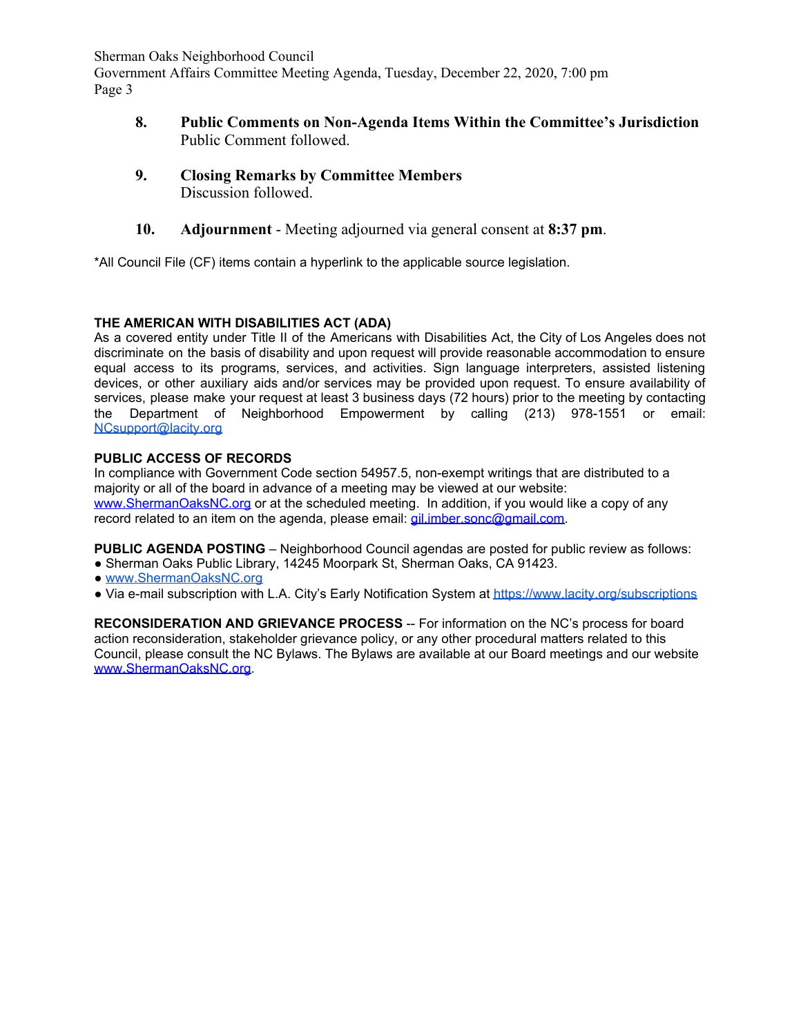8. **Public Comments on Non-Agenda Items Within the Committee's Jurisdiction**
   Public Comment followed.

9. **Closing Remarks by Committee Members**
   Discussion followed.

10. **Adjournment** - Meeting adjourned via general consent at **8:37 pm**.

*All Council File (CF) items contain a hyperlink to the applicable source legislation.

**THE AMERICAN WITH DISABILITIES ACT (ADA)**
As a covered entity under Title II of the Americans with Disabilities Act, the City of Los Angeles does not discriminate on the basis of disability and upon request will provide reasonable accommodation to ensure equal access to its programs, services, and activities. Sign language interpreters, assisted listening devices, or other auxiliary aids and/or services may be provided upon request. To ensure availability of services, please make your request at least 3 business days (72 hours) prior to the meeting by contacting the Department of Neighborhood Empowerment by calling (213) 978-1551 or email: NCsupport@lacity.org

**PUBLIC ACCESS OF RECORDS**
In compliance with Government Code section 54957.5, non-exempt writings that are distributed to a majority or all of the board in advance of a meeting may be viewed at our website: www.ShermanOaksNC.org or at the scheduled meeting. In addition, if you would like a copy of any record related to an item on the agenda, please email: gil.imber.sonc@gmail.com.

**PUBLIC AGENDA POSTING** – Neighborhood Council agendas are posted for public review as follows:
- Sherman Oaks Public Library, 14245 Moorpark St, Sherman Oaks, CA 91423.
- www.ShermanOaksNC.org
- Via e-mail subscription with L.A. City's Early Notification System at https://www.lacity.org/subscriptions

**RECONSIDERATION AND GRIEVANCE PROCESS** -- For information on the NC's process for board action reconsideration, stakeholder grievance policy, or any other procedural matters related to this Council, please consult the NC Bylaws. The Bylaws are available at our Board meetings and our website www.ShermanOaksNC.org.